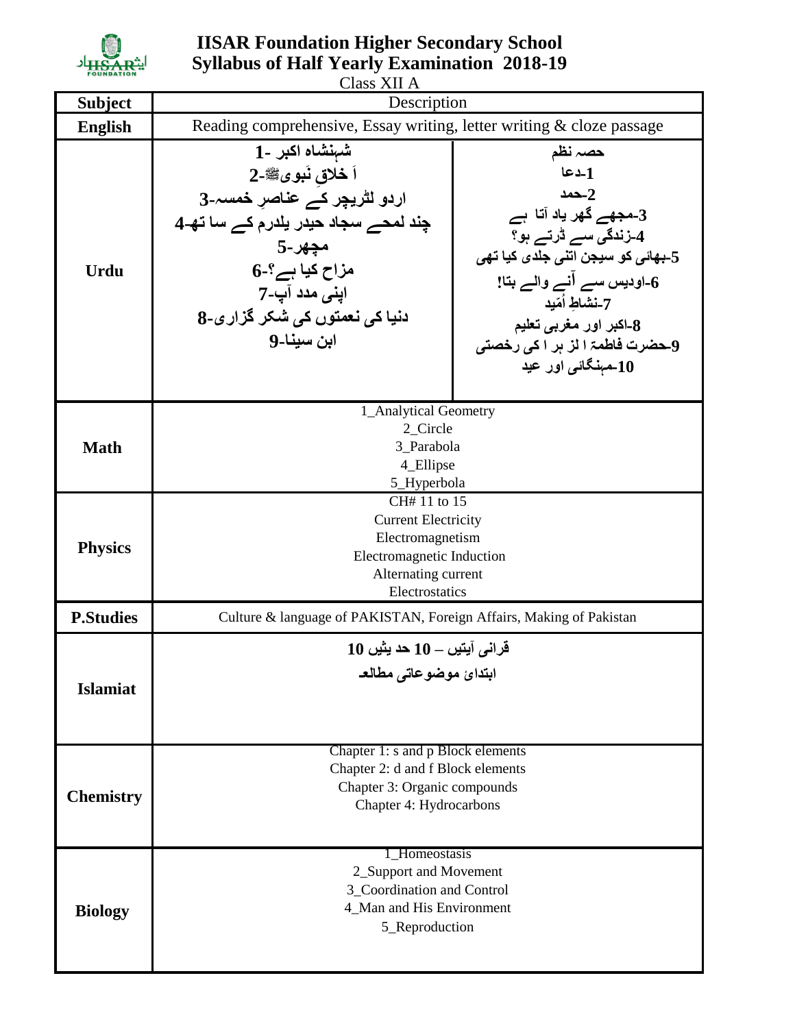# IISAR Foundation Higher Secondary School

## Syllabus of Half Yearly Examination 2018-19

Class XII A

| Subject | Description | |
|---|---|---|
| **English** | Reading comprehensive, Essay writing, letter writing & cloze passage | |
| **Urdu** | 1- شہنشاہ اکبر<br>2- اَ خلاقِ نَبوی ﷺ<br>3- اردو لٹریچر کے عناصرِ خمسہ<br>4- چند لمحے سجاد حیدر یلدرم کے سا تھ<br>5- مچھر<br>6- مزاح کیا ہے؟<br>7- اپنی مدد آپ<br>8- دنیا کی نعمتوں کی شکر گزاری<br>9- ابن سینا | حصہ نظم<br>1-دعا<br>2-حمد<br>3-مجھے گھر یاد آتا ہے<br>4-زندگی سے ڈرتے ہو؟<br>5-بھائی کو سیجن اتنی جلدی کیا تھی<br>6-اودیس سے آنے والے بتا!<br>7-نشاطِ اُمّید<br>8-اکبر اور مغربی تعلیم<br>9-حضرت فاطمۃ ا لز ہر ا کی رخصتی<br>10-مہنگائی اور عید |
| **Math** | 1_Analytical Geometry<br>2_Circle<br>3_Parabola<br>4_Ellipse<br>5_Hyperbola | |
| **Physics** | CH# 11 to 15<br>Current Electricity<br>Electromagnetism<br>Electromagnetic Induction<br>Alternating current<br>Electrostatics | |
| **P.Studies** | Culture & language of PAKISTAN, Foreign Affairs, Making of Pakistan | |
| **Islamiat** | قرانی آیتیں – 10 حد یثیں 10<br>ابتدائ موضوعاتی مطالعہ | |
| **Chemistry** | Chapter 1: s and p Block elements<br>Chapter 2: d and f Block elements<br>Chapter 3: Organic compounds<br>Chapter 4: Hydrocarbons | |
| **Biology** | 1_Homeostasis<br>2_Support and Movement<br>3_Coordination and Control<br>4_Man and His Environment<br>5_Reproduction | |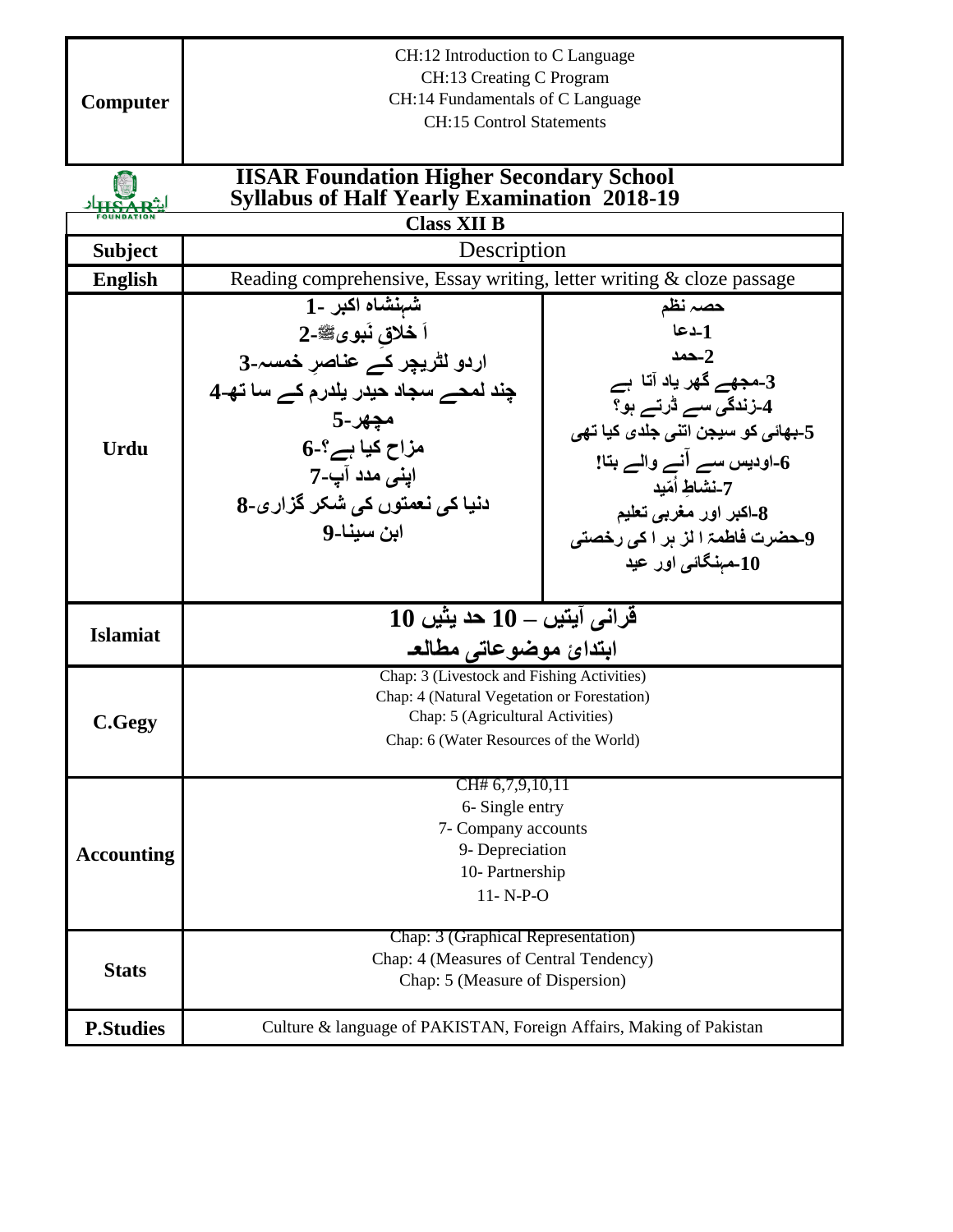| Computer | CH:12 Introduction to C Language<br>CH:13 Creating C Program<br>CH:14 Fundamentals of C Language<br>CH:15 Control Statements |
|---|---|

# IISAR Foundation Higher Secondary School
## Syllabus of Half Yearly Examination 2018-19

**Class XII B**

| Subject | Description | |
|---|---|---|
| **English** | Reading comprehensive, Essay writing, letter writing & cloze passage | |
| **Urdu** | 1- شہنشاہ اکبر<br>2- اَخلاقِ نبوی ﷺ<br>3- اردو لٹریچر کے عناصرِ خمسہ<br>4- چند لمحے سجاد حیدر یلدرم کے ساتھ<br>5- مچھر<br>6- مزاح کیا ہے؟<br>7- اپنی مدد آپ<br>8- دنیا کی نعمتوں کی شکر گزاری<br>9- ابن سینا | حصہ نظم<br>1-دعا<br>2-حمد<br>3-مجھے گھر یاد آتا ہے<br>4-زندگی سے ڈرتے ہو؟<br>5-بھائی کو سیجن اتنی جلدی کیا تھی<br>6-اودیس سے آنے والے بتا!<br>7-نشاطِ اُمّید<br>8-اکبر اور مغربی تعلیم<br>9-حضرت فاطمۃ الزہرا کی رخصتی<br>10-مہنگائی اور عید |
| **Islamiat** | قرانی آیتیں – 10 حدیثیں 10<br>ابتدائی موضوعاتی مطالعہ | |
| **C.Gegy** | Chap: 3 (Livestock and Fishing Activities)<br>Chap: 4 (Natural Vegetation or Forestation)<br>Chap: 5 (Agricultural Activities)<br>Chap: 6 (Water Resources of the World) | |
| **Accounting** | CH# 6,7,9,10,11<br>6- Single entry<br>7- Company accounts<br>9- Depreciation<br>10- Partnership<br>11- N-P-O | |
| **Stats** | Chap: 3 (Graphical Representation)<br>Chap: 4 (Measures of Central Tendency)<br>Chap: 5 (Measure of Dispersion) | |
| **P.Studies** | Culture & language of PAKISTAN, Foreign Affairs, Making of Pakistan | |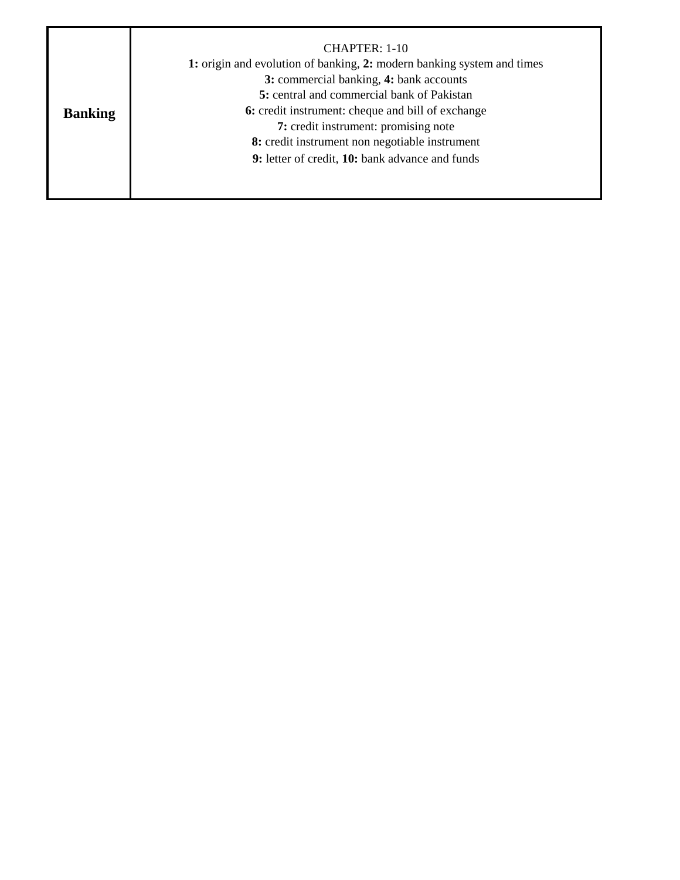| | |
|---|---|
| **Banking** | CHAPTER: 1-10<br>**1:** origin and evolution of banking, **2:** modern banking system and times<br>**3:** commercial banking, **4:** bank accounts<br>**5:** central and commercial bank of Pakistan<br>**6:** credit instrument: cheque and bill of exchange<br>**7:** credit instrument: promising note<br>**8:** credit instrument non negotiable instrument<br>**9:** letter of credit, **10:** bank advance and funds |